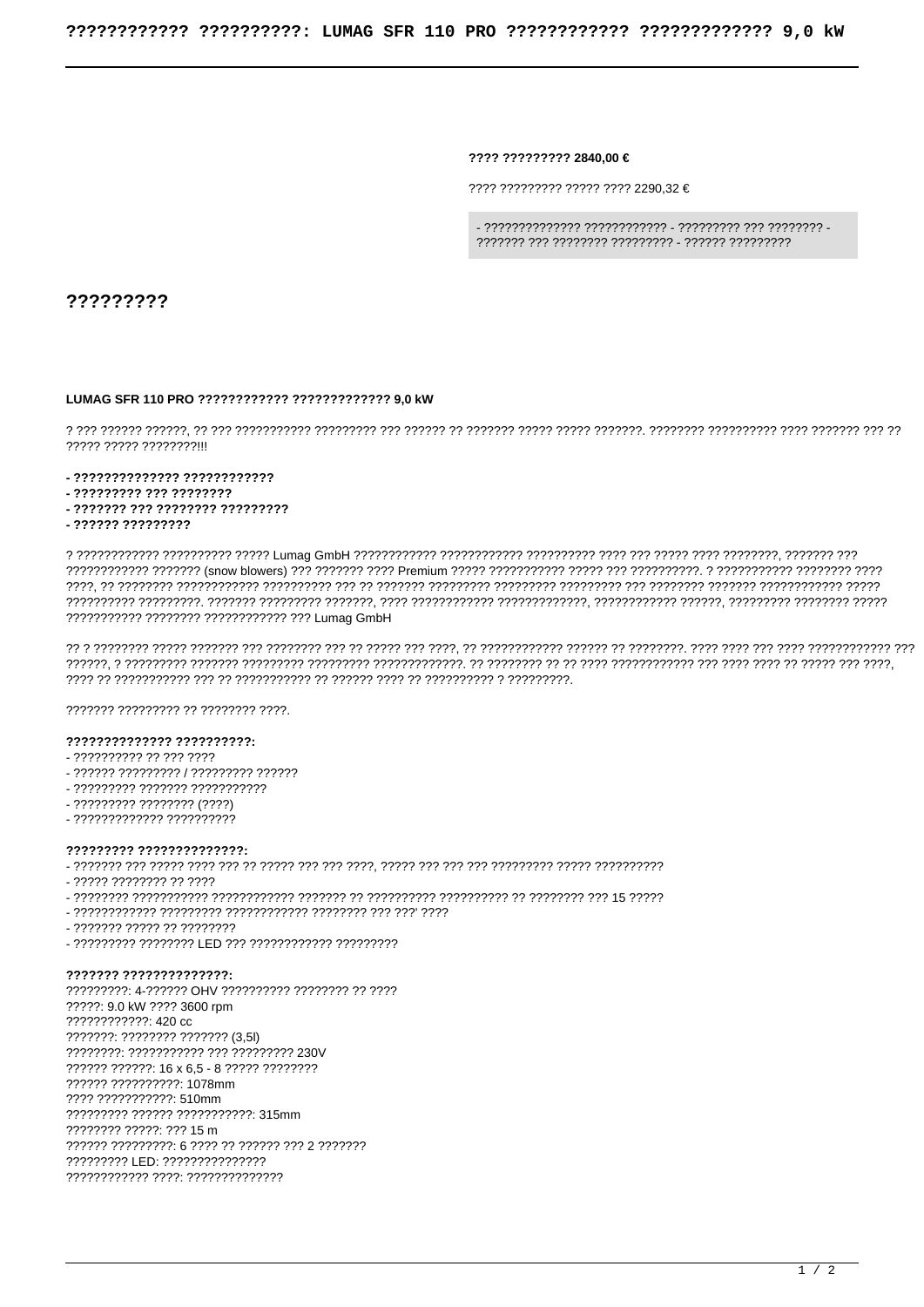# ???????????? ??????????: LUMAG SFR 110 PRO ???????????? ????????????? 9,0 kW

**???? ????????? 2840,00 €**

???? ????????? ????? ???? 2290,32 €

- ?????????????? ???????????? - ????????? ??? ???????? - ??????? ??? ???????? ????????? - ?????? ?????????

## ?????????

**LUMAG SFR 110 PRO ???????????? ????????????? 9,0 kW**

? ??? ?????? ??????, ?? ??? ??????????? ????????? ??? ?????? ?? ??????? ????? ????? ???????. ???????? ?????????? ???? ??????? ??? ?? ????? ????? ????????!!!

**- ?????????????? ????????????**
**- ????????? ??? ????????**
**- ??????? ??? ???????? ?????????**
**- ?????? ?????????**

? ???????????? ?????????? ????? Lumag GmbH ???????????? ???????????? ?????????? ???? ??? ????? ???? ????????, ??????? ??? ???????????? ??????? (snow blowers) ??? ??????? ???? Premium ????? ??????????? ????? ??? ??????????. ? ??????????? ???????? ???? ????, ?? ???????? ???????????? ?????????? ??? ?? ??????? ????????? ????????? ????????? ??? ???????? ??????? ???????????? ????? ?????????? ?????????. ??????? ????????? ???????, ???? ???????????? ?????????????, ???????????? ??????, ????????? ???????? ????? ??????????? ???????? ???????????? ??? Lumag GmbH

?? ? ???????? ????? ??????? ??? ???????? ??? ?? ????? ??? ????, ?? ???????????? ?????? ?? ????????. ???? ???? ??? ???? ???????????? ??? ??????, ? ????????? ??????? ????????? ????????? ?????????????. ?? ???????? ?? ?? ???? ???????????? ??? ???? ???? ?? ????? ??? ????, ???? ?? ??????????? ??? ?? ??????????? ?? ?????? ???? ?? ?????????? ? ?????????.

??????? ????????? ?? ???????? ????.

**?????????????? ??????????:**

- ?????????? ?? ??? ????
- ?????? ????????? / ????????? ??????
- ????????? ??????? ???????????
- ????????? ???????? (????)
- ????????????? ??????????

**????????? ??????????????:**

- ??????? ??? ????? ???? ??? ?? ????? ??? ??? ????, ????? ??? ??? ??? ????????? ????? ??????????
- ????? ???????? ?? ????
- ???????? ??????????? ???????????? ??????? ?? ?????????? ?????????? ?? ???????? ??? 15 ?????
- ???????????? ????????? ???????????? ???????? ??? ???' ????
- ??????? ????? ?? ????????
- ????????? ???????? LED ??? ???????????? ?????????

**??????? ??????????????:**

?????????: 4-?????? OHV ?????????? ???????? ?? ????
?????: 9.0 kW ???? 3600 rpm
????????????: 420 cc
???????: ???????? ??????? (3,5l)
????????: ??????????? ??? ????????? 230V
?????? ??????: 16 x 6,5 - 8 ????? ????????
?????? ??????????: 1078mm
???? ???????????: 510mm
????????? ?????? ???????????: 315mm
???????? ?????: ??? 15 m
?????? ?????????: 6 ???? ?? ?????? ??? 2 ???????
????????? LED: ???????????????
???????????? ????: ??????????????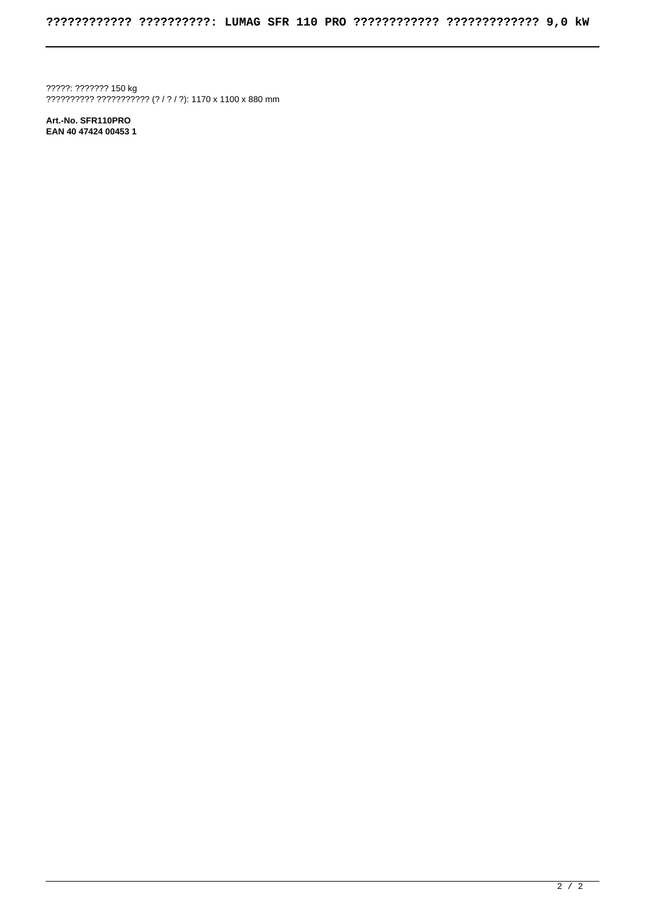?????: ??????? 150 kg
?????????? ??????????? (? / ? / ?): 1170 x 1100 x 880 mm

**Art.-No. SFR110PRO**
**EAN 40 47424 00453 1**